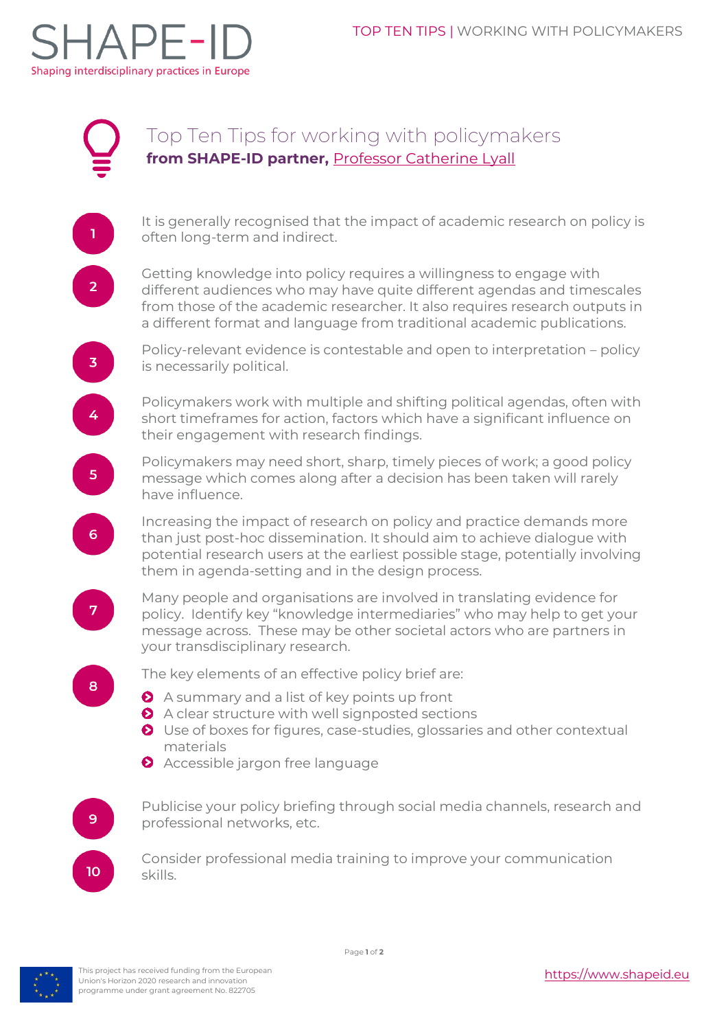# Top Ten Tips for working with policymakers

**from SHAPE-ID partner, Professor Catherine Lyall**

1. It is generally recognised that the impact of academic research on policy is often long-term and indirect.

2. Getting knowledge into policy requires a willingness to engage with different audiences who may have quite different agendas and timescales from those of the academic researcher. It also requires research outputs in a different format and language from traditional academic publications.

3. Policy-relevant evidence is contestable and open to interpretation – policy is necessarily political.

4. Policymakers work with multiple and shifting political agendas, often with short timeframes for action, factors which have a significant influence on their engagement with research findings.

5. Policymakers may need short, sharp, timely pieces of work; a good policy message which comes along after a decision has been taken will rarely have influence.

6. Increasing the impact of research on policy and practice demands more than just post-hoc dissemination. It should aim to achieve dialogue with potential research users at the earliest possible stage, potentially involving them in agenda-setting and in the design process.

7. Many people and organisations are involved in translating evidence for policy. Identify key "knowledge intermediaries" who may help to get your message across. These may be other societal actors who are partners in your transdisciplinary research.

8. The key elements of an effective policy brief are:
   - A summary and a list of key points up front
   - A clear structure with well signposted sections
   - Use of boxes for figures, case-studies, glossaries and other contextual materials
   - Accessible jargon free language

9. Publicise your policy briefing through social media channels, research and professional networks, etc.

10. Consider professional media training to improve your communication skills.

This project has received funding from the European Union's Horizon 2020 research and innovation programme under grant agreement No. 822705

https://www.shapeid.eu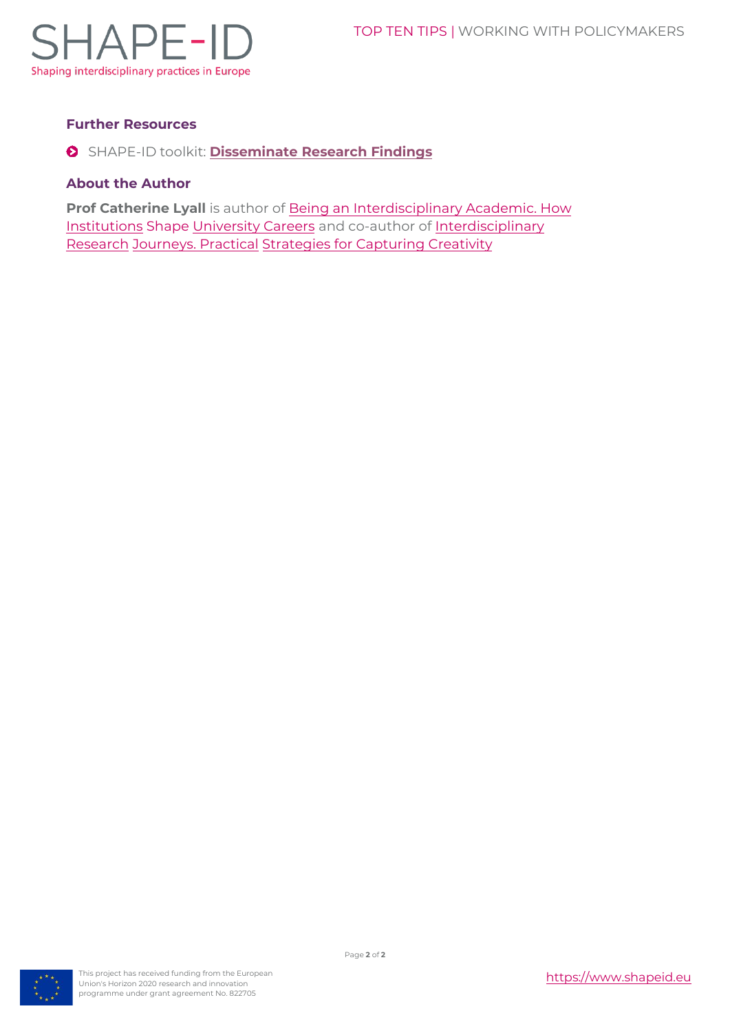### Further Resources

- SHAPE-ID toolkit: **Disseminate Research Findings**

### About the Author

**Prof Catherine Lyall** is author of Being an Interdisciplinary Academic. How Institutions Shape University Careers and co-author of Interdisciplinary Research Journeys. Practical Strategies for Capturing Creativity

This project has received funding from the European Union's Horizon 2020 research and innovation programme under grant agreement No. 822705

https://www.shapeid.eu